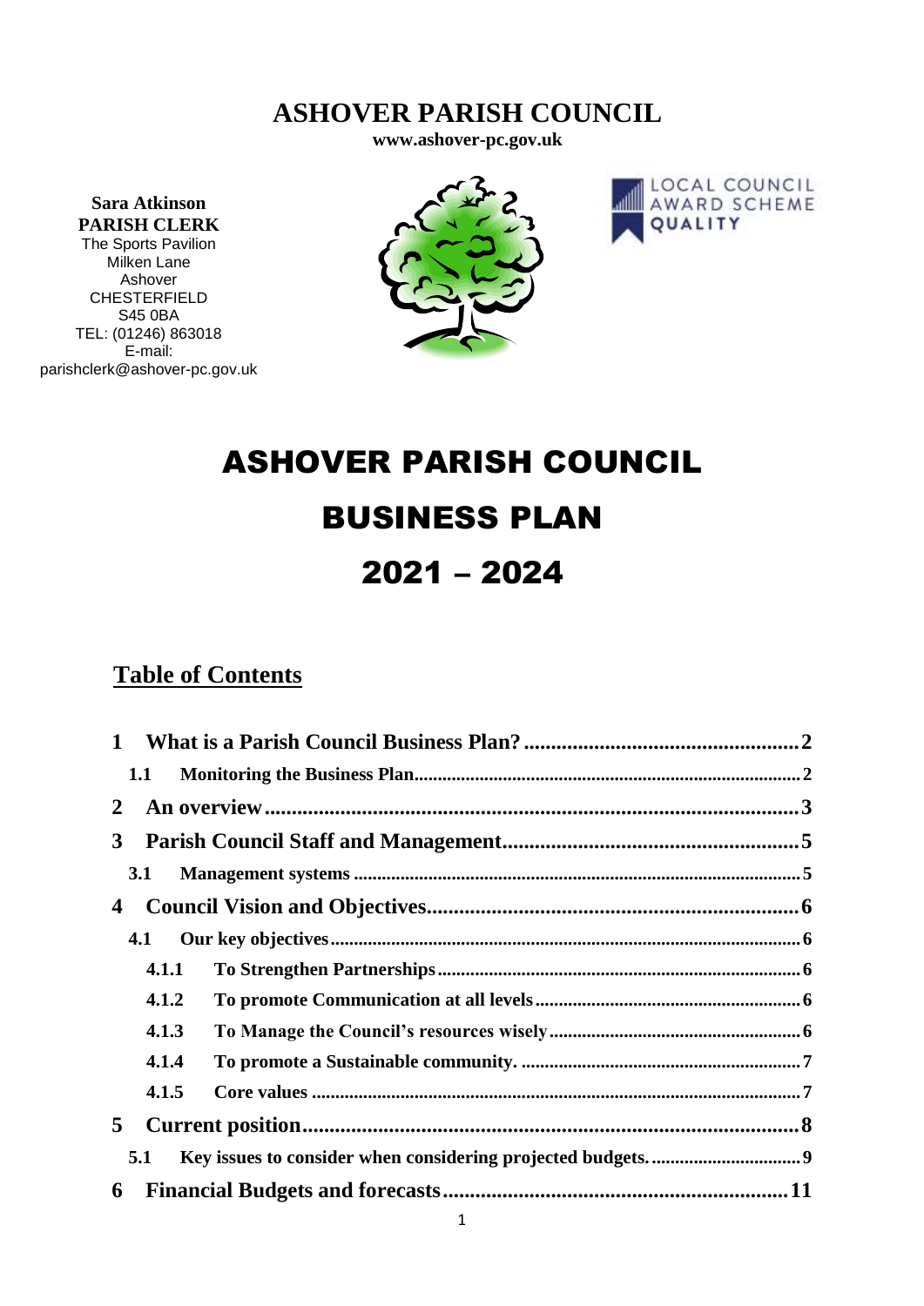# ASHOVER PARISH COUNCIL

**www.ashover-pc.gov.uk**

**Sara Atkinson**
**PARISH CLERK**
The Sports Pavilion
Milken Lane
Ashover
CHESTERFIELD
S45 0BA
TEL: (01246) 863018
E-mail:
parishclerk@ashover-pc.gov.uk

LOCAL COUNCIL AWARD SCHEME
QUALITY

# ASHOVER PARISH COUNCIL

# BUSINESS PLAN

# 2021 – 2024

## Table of Contents

**1 What is a Parish Council Business Plan?** .......... 2

**1.1 Monitoring the Business Plan** .......... 2

**2 An overview** .......... 3

**3 Parish Council Staff and Management** .......... 5

**3.1 Management systems** .......... 5

**4 Council Vision and Objectives** .......... 6

**4.1 Our key objectives** .......... 6

**4.1.1 To Strengthen Partnerships** .......... 6

**4.1.2 To promote Communication at all levels** .......... 6

**4.1.3 To Manage the Council's resources wisely** .......... 6

**4.1.4 To promote a Sustainable community.** .......... 7

**4.1.5 Core values** .......... 7

**5 Current position** .......... 8

**5.1 Key issues to consider when considering projected budgets.** .......... 9

**6 Financial Budgets and forecasts** .......... 11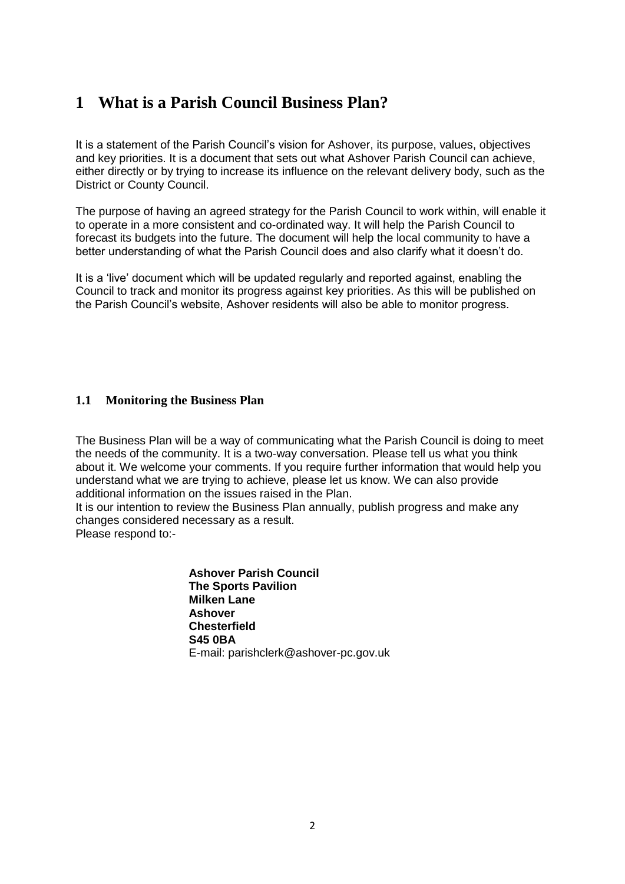# 1 What is a Parish Council Business Plan?

It is a statement of the Parish Council's vision for Ashover, its purpose, values, objectives and key priorities. It is a document that sets out what Ashover Parish Council can achieve, either directly or by trying to increase its influence on the relevant delivery body, such as the District or County Council.

The purpose of having an agreed strategy for the Parish Council to work within, will enable it to operate in a more consistent and co-ordinated way. It will help the Parish Council to forecast its budgets into the future. The document will help the local community to have a better understanding of what the Parish Council does and also clarify what it doesn't do.

It is a 'live' document which will be updated regularly and reported against, enabling the Council to track and monitor its progress against key priorities. As this will be published on the Parish Council's website, Ashover residents will also be able to monitor progress.

## 1.1 Monitoring the Business Plan

The Business Plan will be a way of communicating what the Parish Council is doing to meet the needs of the community. It is a two-way conversation. Please tell us what you think about it. We welcome your comments. If you require further information that would help you understand what we are trying to achieve, please let us know. We can also provide additional information on the issues raised in the Plan.

It is our intention to review the Business Plan annually, publish progress and make any changes considered necessary as a result.

Please respond to:-

**Ashover Parish Council**
**The Sports Pavilion**
**Milken Lane**
**Ashover**
**Chesterfield**
**S45 0BA**
E-mail: parishclerk@ashover-pc.gov.uk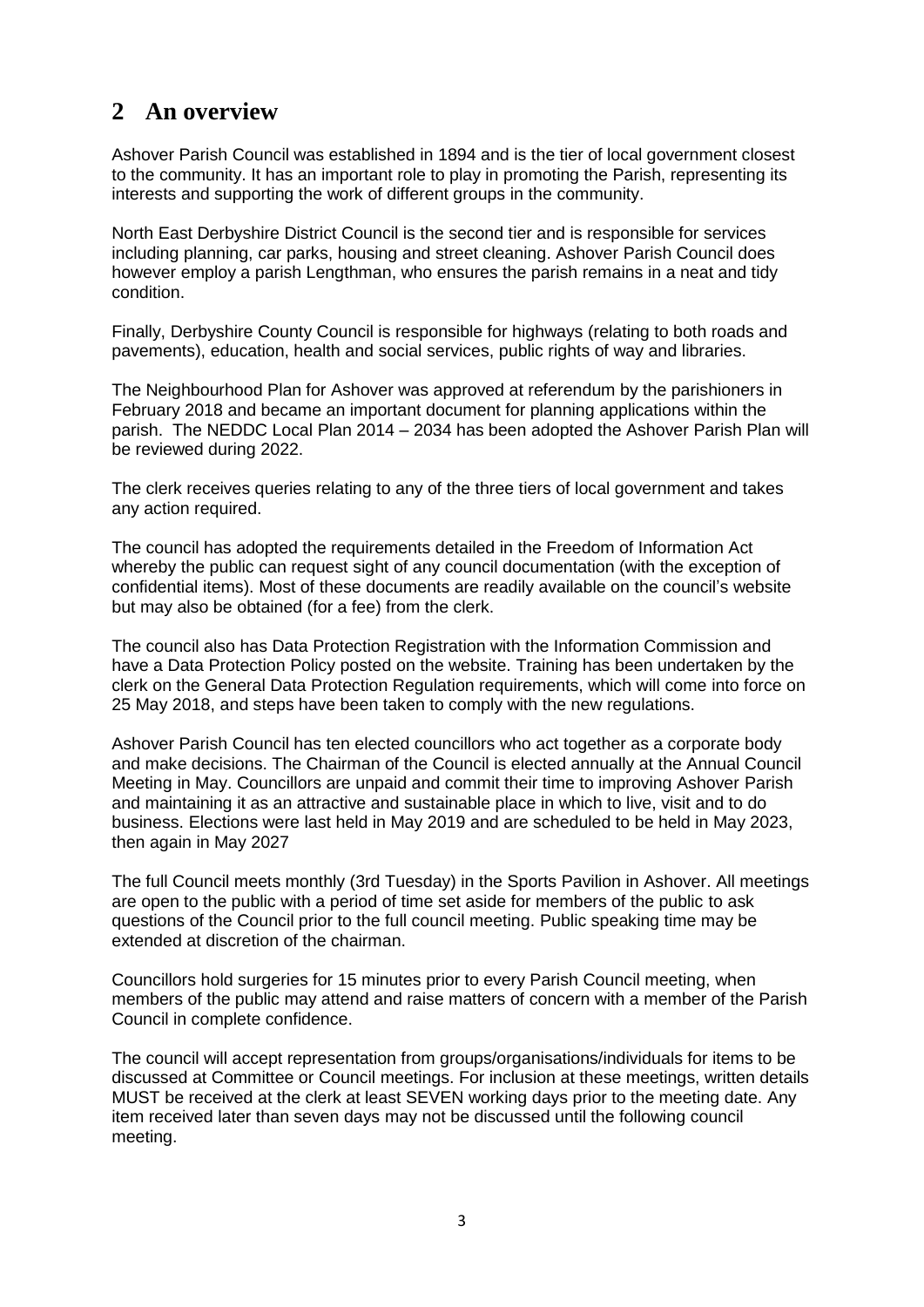## 2 An overview

Ashover Parish Council was established in 1894 and is the tier of local government closest to the community. It has an important role to play in promoting the Parish, representing its interests and supporting the work of different groups in the community.

North East Derbyshire District Council is the second tier and is responsible for services including planning, car parks, housing and street cleaning. Ashover Parish Council does however employ a parish Lengthman, who ensures the parish remains in a neat and tidy condition.

Finally, Derbyshire County Council is responsible for highways (relating to both roads and pavements), education, health and social services, public rights of way and libraries.

The Neighbourhood Plan for Ashover was approved at referendum by the parishioners in February 2018 and became an important document for planning applications within the parish. The NEDDC Local Plan 2014 – 2034 has been adopted the Ashover Parish Plan will be reviewed during 2022.

The clerk receives queries relating to any of the three tiers of local government and takes any action required.

The council has adopted the requirements detailed in the Freedom of Information Act whereby the public can request sight of any council documentation (with the exception of confidential items). Most of these documents are readily available on the council's website but may also be obtained (for a fee) from the clerk.

The council also has Data Protection Registration with the Information Commission and have a Data Protection Policy posted on the website. Training has been undertaken by the clerk on the General Data Protection Regulation requirements, which will come into force on 25 May 2018, and steps have been taken to comply with the new regulations.

Ashover Parish Council has ten elected councillors who act together as a corporate body and make decisions. The Chairman of the Council is elected annually at the Annual Council Meeting in May. Councillors are unpaid and commit their time to improving Ashover Parish and maintaining it as an attractive and sustainable place in which to live, visit and to do business. Elections were last held in May 2019 and are scheduled to be held in May 2023, then again in May 2027

The full Council meets monthly (3rd Tuesday) in the Sports Pavilion in Ashover. All meetings are open to the public with a period of time set aside for members of the public to ask questions of the Council prior to the full council meeting. Public speaking time may be extended at discretion of the chairman.

Councillors hold surgeries for 15 minutes prior to every Parish Council meeting, when members of the public may attend and raise matters of concern with a member of the Parish Council in complete confidence.

The council will accept representation from groups/organisations/individuals for items to be discussed at Committee or Council meetings. For inclusion at these meetings, written details MUST be received at the clerk at least SEVEN working days prior to the meeting date. Any item received later than seven days may not be discussed until the following council meeting.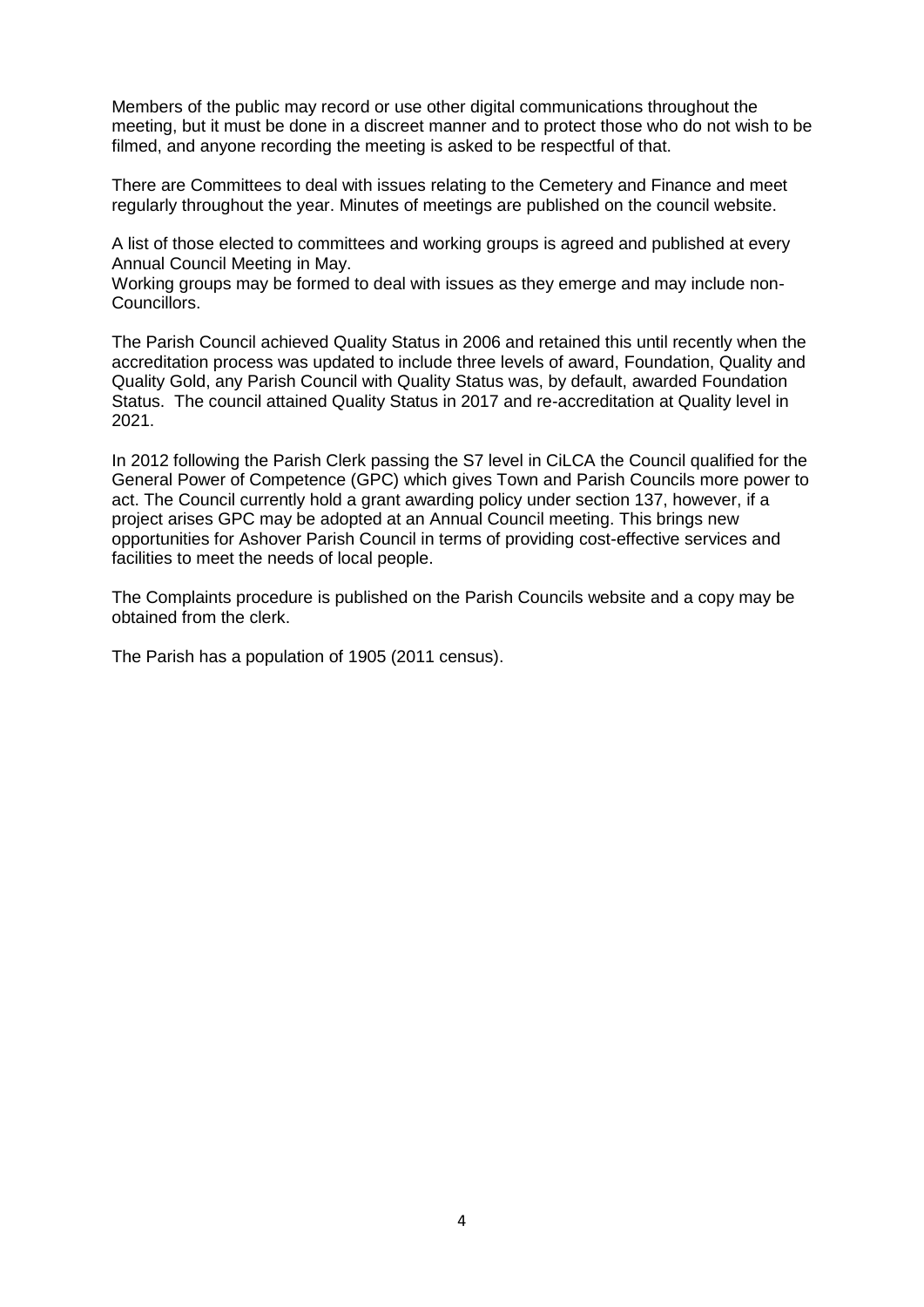Members of the public may record or use other digital communications throughout the meeting, but it must be done in a discreet manner and to protect those who do not wish to be filmed, and anyone recording the meeting is asked to be respectful of that.

There are Committees to deal with issues relating to the Cemetery and Finance and meet regularly throughout the year. Minutes of meetings are published on the council website.

A list of those elected to committees and working groups is agreed and published at every Annual Council Meeting in May.
Working groups may be formed to deal with issues as they emerge and may include non-Councillors.

The Parish Council achieved Quality Status in 2006 and retained this until recently when the accreditation process was updated to include three levels of award, Foundation, Quality and Quality Gold, any Parish Council with Quality Status was, by default, awarded Foundation Status. The council attained Quality Status in 2017 and re-accreditation at Quality level in 2021.

In 2012 following the Parish Clerk passing the S7 level in CiLCA the Council qualified for the General Power of Competence (GPC) which gives Town and Parish Councils more power to act. The Council currently hold a grant awarding policy under section 137, however, if a project arises GPC may be adopted at an Annual Council meeting. This brings new opportunities for Ashover Parish Council in terms of providing cost-effective services and facilities to meet the needs of local people.

The Complaints procedure is published on the Parish Councils website and a copy may be obtained from the clerk.

The Parish has a population of 1905 (2011 census).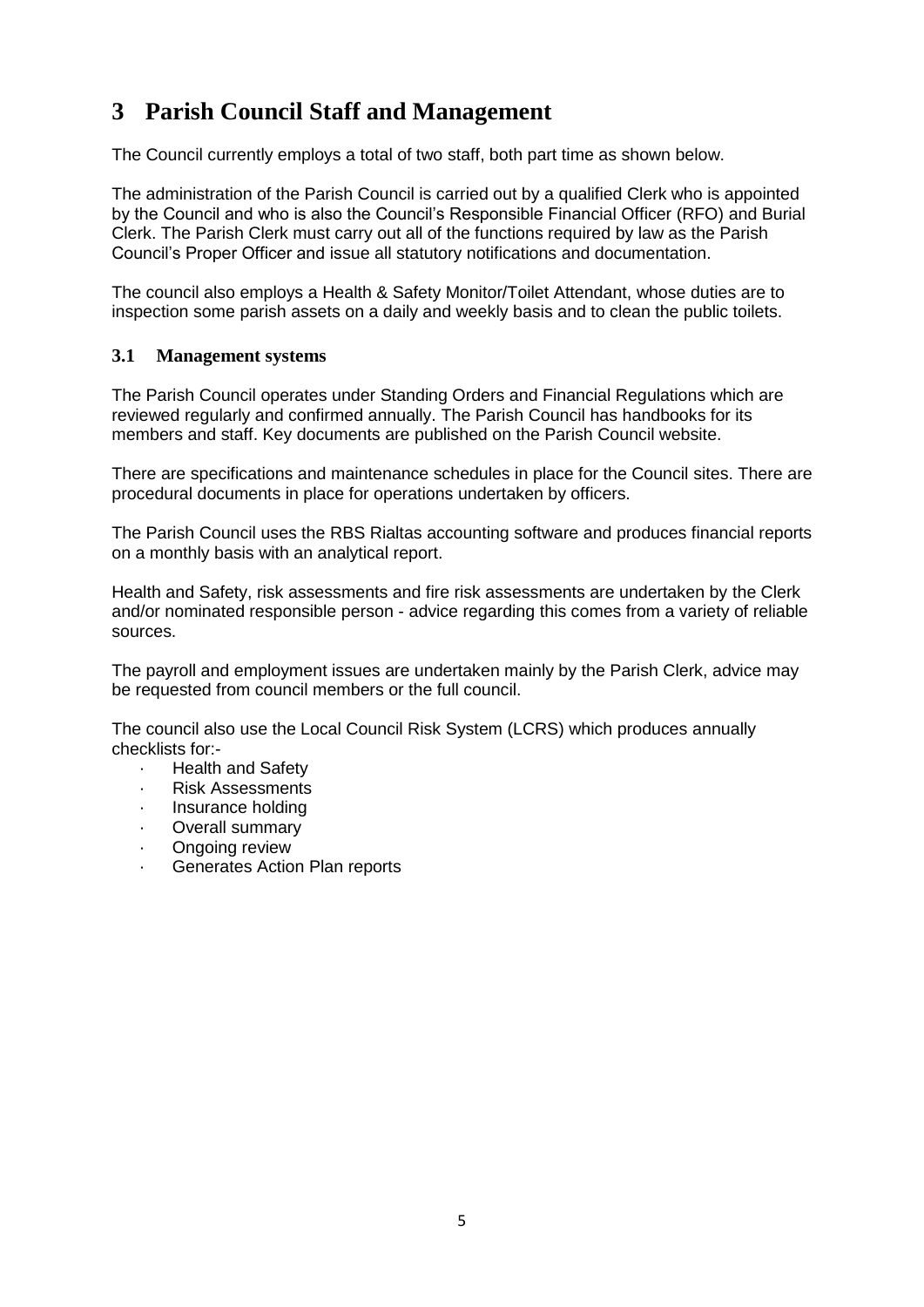# 3 Parish Council Staff and Management

The Council currently employs a total of two staff, both part time as shown below.

The administration of the Parish Council is carried out by a qualified Clerk who is appointed by the Council and who is also the Council's Responsible Financial Officer (RFO) and Burial Clerk. The Parish Clerk must carry out all of the functions required by law as the Parish Council's Proper Officer and issue all statutory notifications and documentation.

The council also employs a Health & Safety Monitor/Toilet Attendant, whose duties are to inspection some parish assets on a daily and weekly basis and to clean the public toilets.

## 3.1 Management systems

The Parish Council operates under Standing Orders and Financial Regulations which are reviewed regularly and confirmed annually. The Parish Council has handbooks for its members and staff. Key documents are published on the Parish Council website.

There are specifications and maintenance schedules in place for the Council sites. There are procedural documents in place for operations undertaken by officers.

The Parish Council uses the RBS Rialtas accounting software and produces financial reports on a monthly basis with an analytical report.

Health and Safety, risk assessments and fire risk assessments are undertaken by the Clerk and/or nominated responsible person - advice regarding this comes from a variety of reliable sources.

The payroll and employment issues are undertaken mainly by the Parish Clerk, advice may be requested from council members or the full council.

The council also use the Local Council Risk System (LCRS) which produces annually checklists for:-

- Health and Safety
- Risk Assessments
- Insurance holding
- Overall summary
- Ongoing review
- Generates Action Plan reports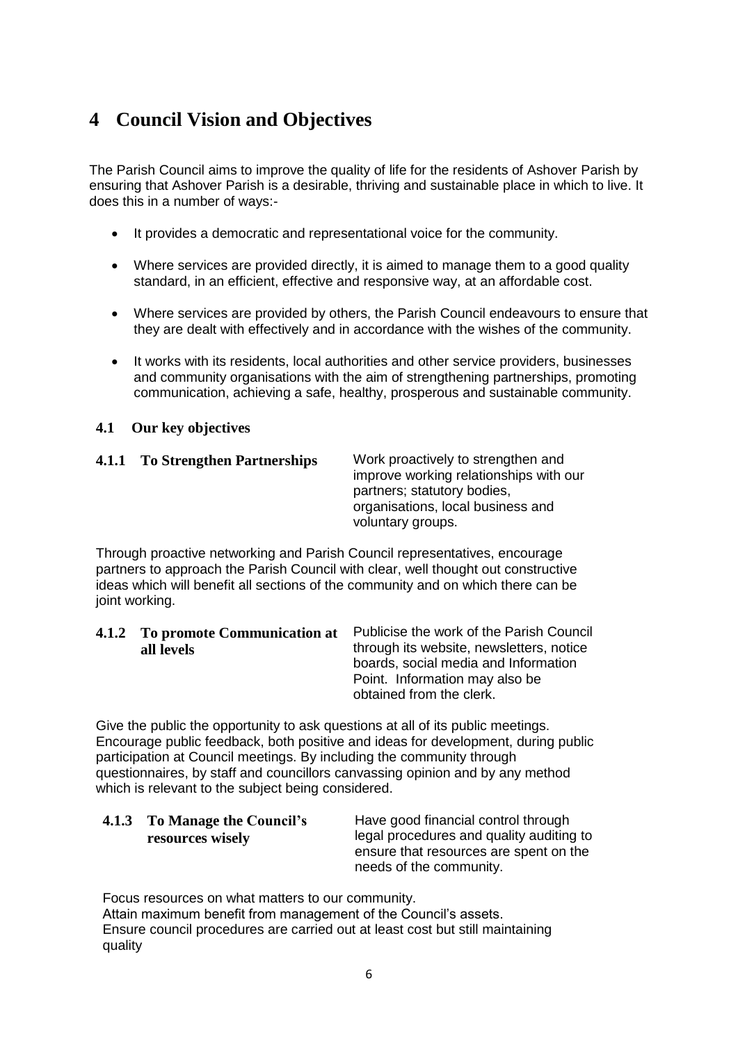# 4 Council Vision and Objectives

The Parish Council aims to improve the quality of life for the residents of Ashover Parish by ensuring that Ashover Parish is a desirable, thriving and sustainable place in which to live. It does this in a number of ways:-

- It provides a democratic and representational voice for the community.
- Where services are provided directly, it is aimed to manage them to a good quality standard, in an efficient, effective and responsive way, at an affordable cost.
- Where services are provided by others, the Parish Council endeavours to ensure that they are dealt with effectively and in accordance with the wishes of the community.
- It works with its residents, local authorities and other service providers, businesses and community organisations with the aim of strengthening partnerships, promoting communication, achieving a safe, healthy, prosperous and sustainable community.

## 4.1 Our key objectives

### 4.1.1 To Strengthen Partnerships

Work proactively to strengthen and improve working relationships with our partners; statutory bodies, organisations, local business and voluntary groups.

Through proactive networking and Parish Council representatives, encourage partners to approach the Parish Council with clear, well thought out constructive ideas which will benefit all sections of the community and on which there can be joint working.

### 4.1.2 To promote Communication at all levels

Publicise the work of the Parish Council through its website, newsletters, notice boards, social media and Information Point. Information may also be obtained from the clerk.

Give the public the opportunity to ask questions at all of its public meetings. Encourage public feedback, both positive and ideas for development, during public participation at Council meetings. By including the community through questionnaires, by staff and councillors canvassing opinion and by any method which is relevant to the subject being considered.

### 4.1.3 To Manage the Council's resources wisely

Have good financial control through legal procedures and quality auditing to ensure that resources are spent on the needs of the community.

Focus resources on what matters to our community.
Attain maximum benefit from management of the Council's assets.
Ensure council procedures are carried out at least cost but still maintaining quality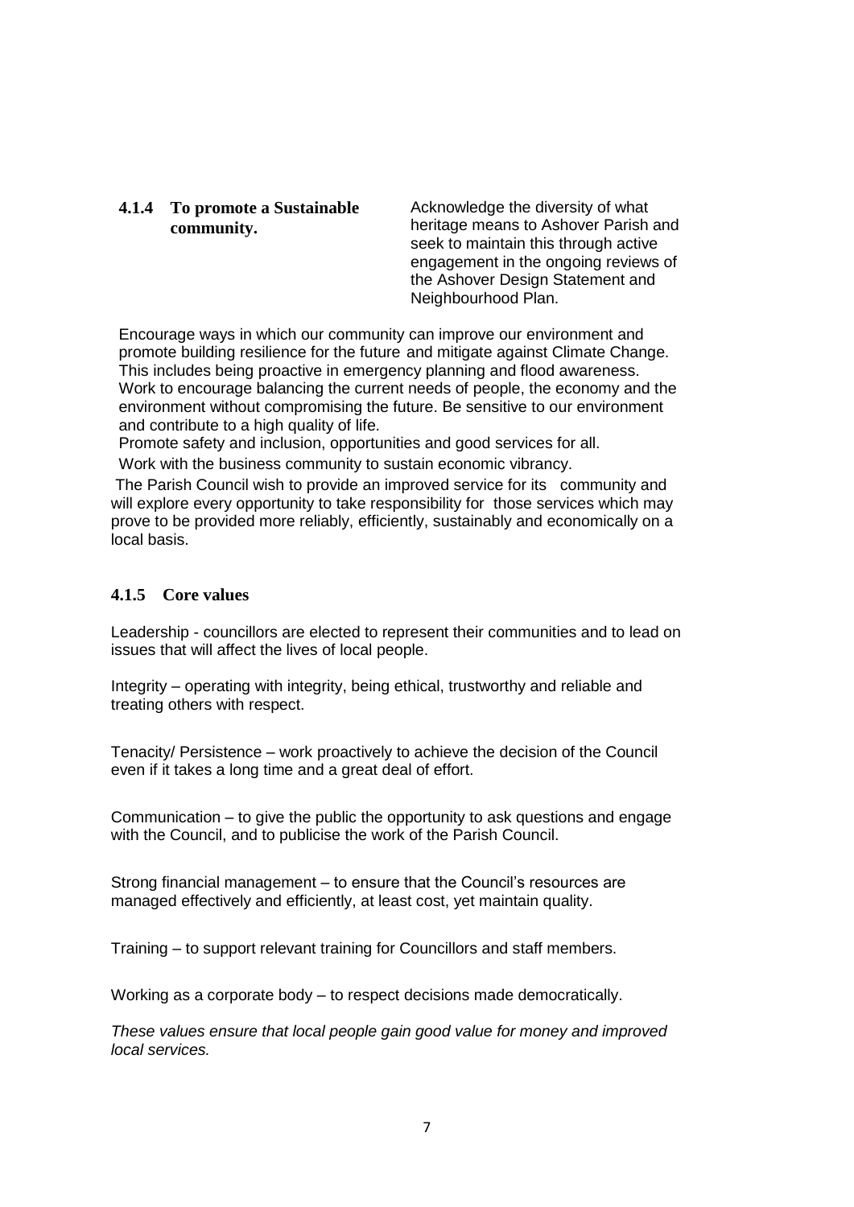### 4.1.4 To promote a Sustainable community.

Acknowledge the diversity of what heritage means to Ashover Parish and seek to maintain this through active engagement in the ongoing reviews of the Ashover Design Statement and Neighbourhood Plan.

Encourage ways in which our community can improve our environment and promote building resilience for the future and mitigate against Climate Change. This includes being proactive in emergency planning and flood awareness.
Work to encourage balancing the current needs of people, the economy and the environment without compromising the future. Be sensitive to our environment and contribute to a high quality of life.
Promote safety and inclusion, opportunities and good services for all.
Work with the business community to sustain economic vibrancy.

The Parish Council wish to provide an improved service for its community and will explore every opportunity to take responsibility for those services which may prove to be provided more reliably, efficiently, sustainably and economically on a local basis.

### 4.1.5 Core values

Leadership - councillors are elected to represent their communities and to lead on issues that will affect the lives of local people.

Integrity – operating with integrity, being ethical, trustworthy and reliable and treating others with respect.

Tenacity/ Persistence – work proactively to achieve the decision of the Council even if it takes a long time and a great deal of effort.

Communication – to give the public the opportunity to ask questions and engage with the Council, and to publicise the work of the Parish Council.

Strong financial management – to ensure that the Council's resources are managed effectively and efficiently, at least cost, yet maintain quality.

Training – to support relevant training for Councillors and staff members.

Working as a corporate body – to respect decisions made democratically.

*These values ensure that local people gain good value for money and improved local services.*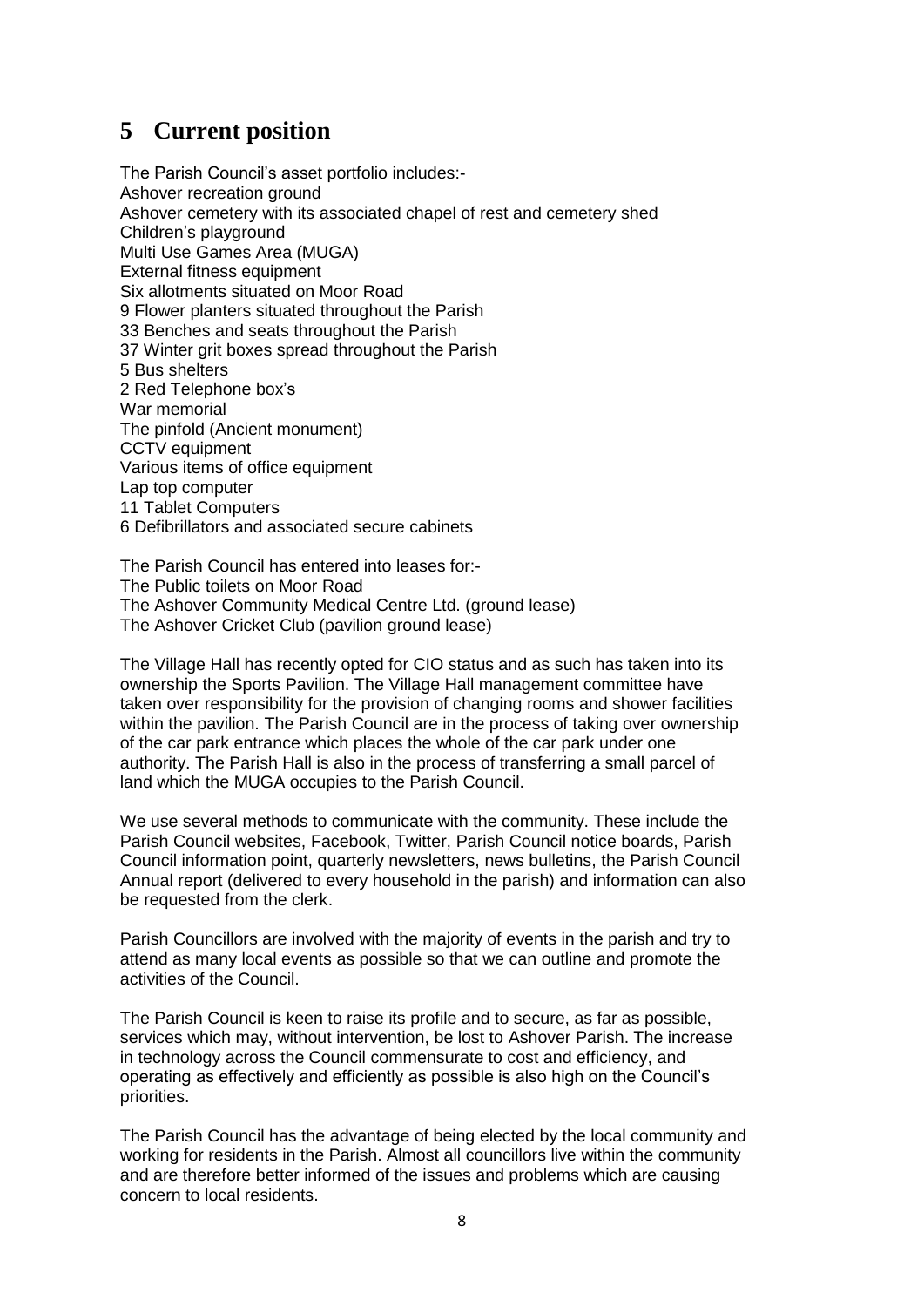# 5 Current position

The Parish Council's asset portfolio includes:-
Ashover recreation ground
Ashover cemetery with its associated chapel of rest and cemetery shed
Children's playground
Multi Use Games Area (MUGA)
External fitness equipment
Six allotments situated on Moor Road
9 Flower planters situated throughout the Parish
33 Benches and seats throughout the Parish
37 Winter grit boxes spread throughout the Parish
5 Bus shelters
2 Red Telephone box's
War memorial
The pinfold (Ancient monument)
CCTV equipment
Various items of office equipment
Lap top computer
11 Tablet Computers
6 Defibrillators and associated secure cabinets

The Parish Council has entered into leases for:-
The Public toilets on Moor Road
The Ashover Community Medical Centre Ltd. (ground lease)
The Ashover Cricket Club (pavilion ground lease)

The Village Hall has recently opted for CIO status and as such has taken into its ownership the Sports Pavilion. The Village Hall management committee have taken over responsibility for the provision of changing rooms and shower facilities within the pavilion. The Parish Council are in the process of taking over ownership of the car park entrance which places the whole of the car park under one authority. The Parish Hall is also in the process of transferring a small parcel of land which the MUGA occupies to the Parish Council.

We use several methods to communicate with the community. These include the Parish Council websites, Facebook, Twitter, Parish Council notice boards, Parish Council information point, quarterly newsletters, news bulletins, the Parish Council Annual report (delivered to every household in the parish) and information can also be requested from the clerk.

Parish Councillors are involved with the majority of events in the parish and try to attend as many local events as possible so that we can outline and promote the activities of the Council.

The Parish Council is keen to raise its profile and to secure, as far as possible, services which may, without intervention, be lost to Ashover Parish. The increase in technology across the Council commensurate to cost and efficiency, and operating as effectively and efficiently as possible is also high on the Council's priorities.

The Parish Council has the advantage of being elected by the local community and working for residents in the Parish. Almost all councillors live within the community and are therefore better informed of the issues and problems which are causing concern to local residents.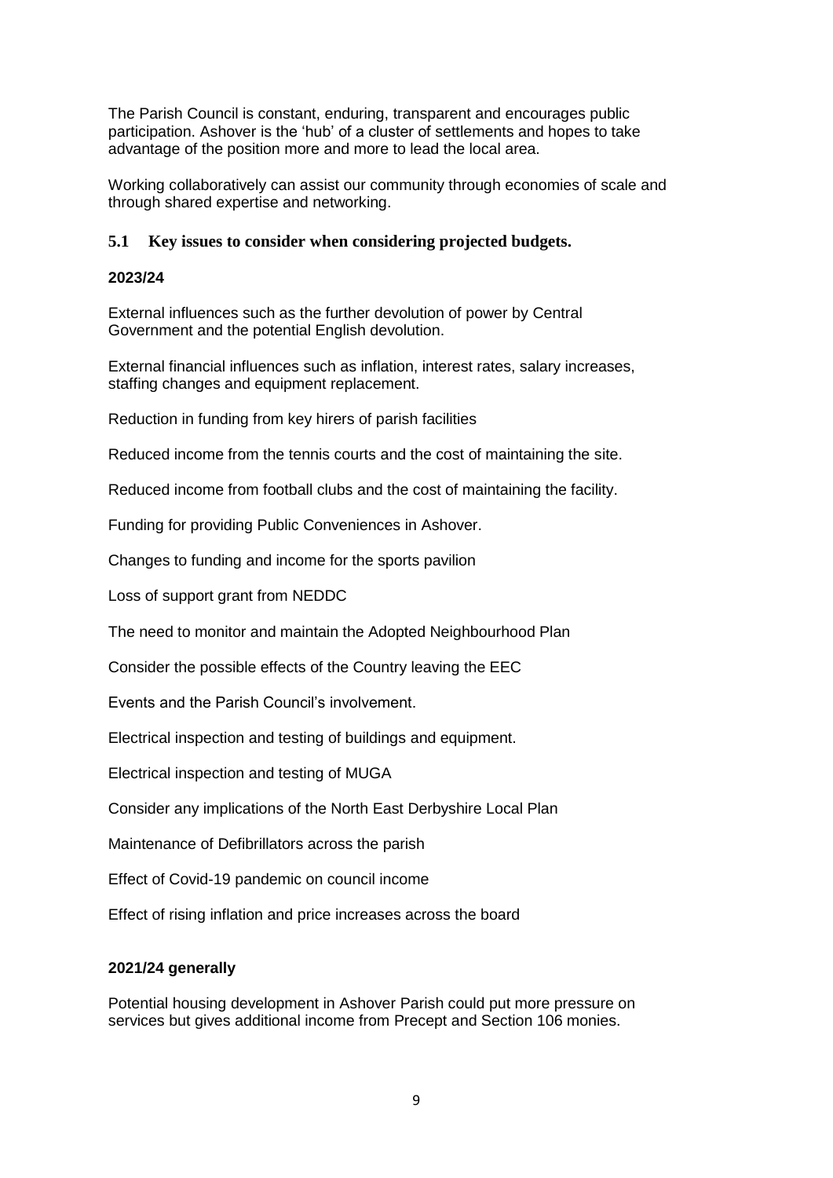The Parish Council is constant, enduring, transparent and encourages public participation. Ashover is the 'hub' of a cluster of settlements and hopes to take advantage of the position more and more to lead the local area.

Working collaboratively can assist our community through economies of scale and through shared expertise and networking.

## 5.1 Key issues to consider when considering projected budgets.

**2023/24**

External influences such as the further devolution of power by Central Government and the potential English devolution.

External financial influences such as inflation, interest rates, salary increases, staffing changes and equipment replacement.

Reduction in funding from key hirers of parish facilities

Reduced income from the tennis courts and the cost of maintaining the site.

Reduced income from football clubs and the cost of maintaining the facility.

Funding for providing Public Conveniences in Ashover.

Changes to funding and income for the sports pavilion

Loss of support grant from NEDDC

The need to monitor and maintain the Adopted Neighbourhood Plan

Consider the possible effects of the Country leaving the EEC

Events and the Parish Council's involvement.

Electrical inspection and testing of buildings and equipment.

Electrical inspection and testing of MUGA

Consider any implications of the North East Derbyshire Local Plan

Maintenance of Defibrillators across the parish

Effect of Covid-19 pandemic on council income

Effect of rising inflation and price increases across the board

**2021/24 generally**

Potential housing development in Ashover Parish could put more pressure on services but gives additional income from Precept and Section 106 monies.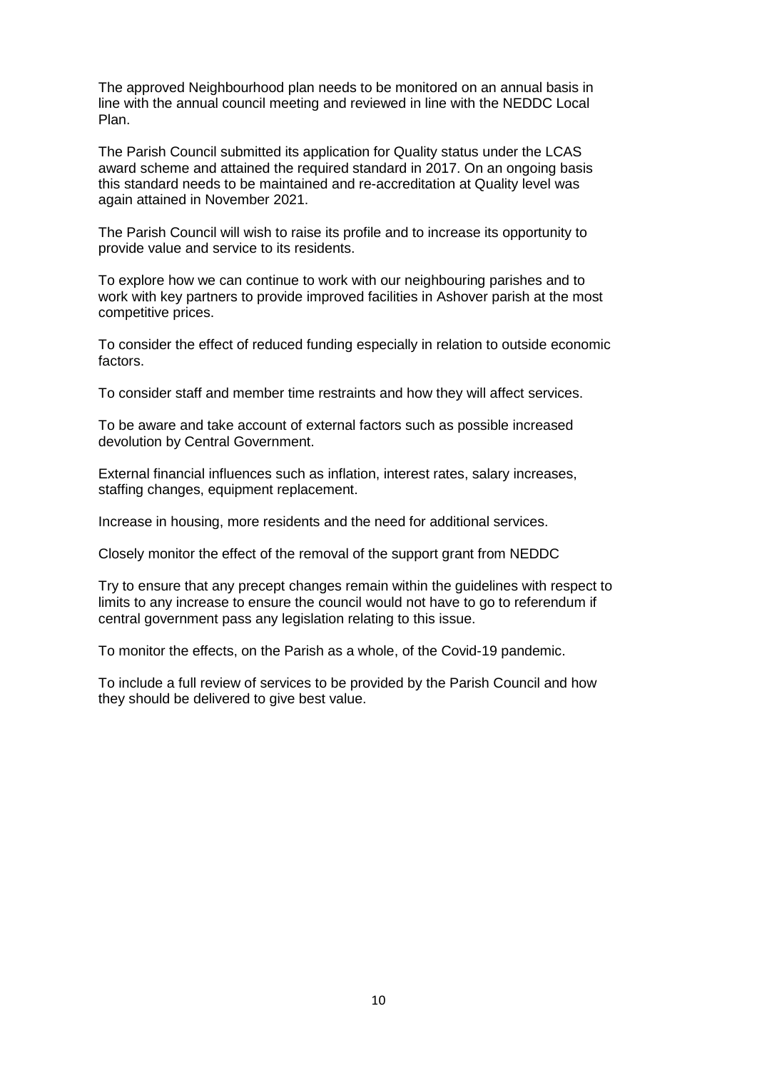The approved Neighbourhood plan needs to be monitored on an annual basis in line with the annual council meeting and reviewed in line with the NEDDC Local Plan.

The Parish Council submitted its application for Quality status under the LCAS award scheme and attained the required standard in 2017. On an ongoing basis this standard needs to be maintained and re-accreditation at Quality level was again attained in November 2021.

The Parish Council will wish to raise its profile and to increase its opportunity to provide value and service to its residents.

To explore how we can continue to work with our neighbouring parishes and to work with key partners to provide improved facilities in Ashover parish at the most competitive prices.

To consider the effect of reduced funding especially in relation to outside economic factors.

To consider staff and member time restraints and how they will affect services.

To be aware and take account of external factors such as possible increased devolution by Central Government.

External financial influences such as inflation, interest rates, salary increases, staffing changes, equipment replacement.

Increase in housing, more residents and the need for additional services.

Closely monitor the effect of the removal of the support grant from NEDDC

Try to ensure that any precept changes remain within the guidelines with respect to limits to any increase to ensure the council would not have to go to referendum if central government pass any legislation relating to this issue.

To monitor the effects, on the Parish as a whole, of the Covid-19 pandemic.

To include a full review of services to be provided by the Parish Council and how they should be delivered to give best value.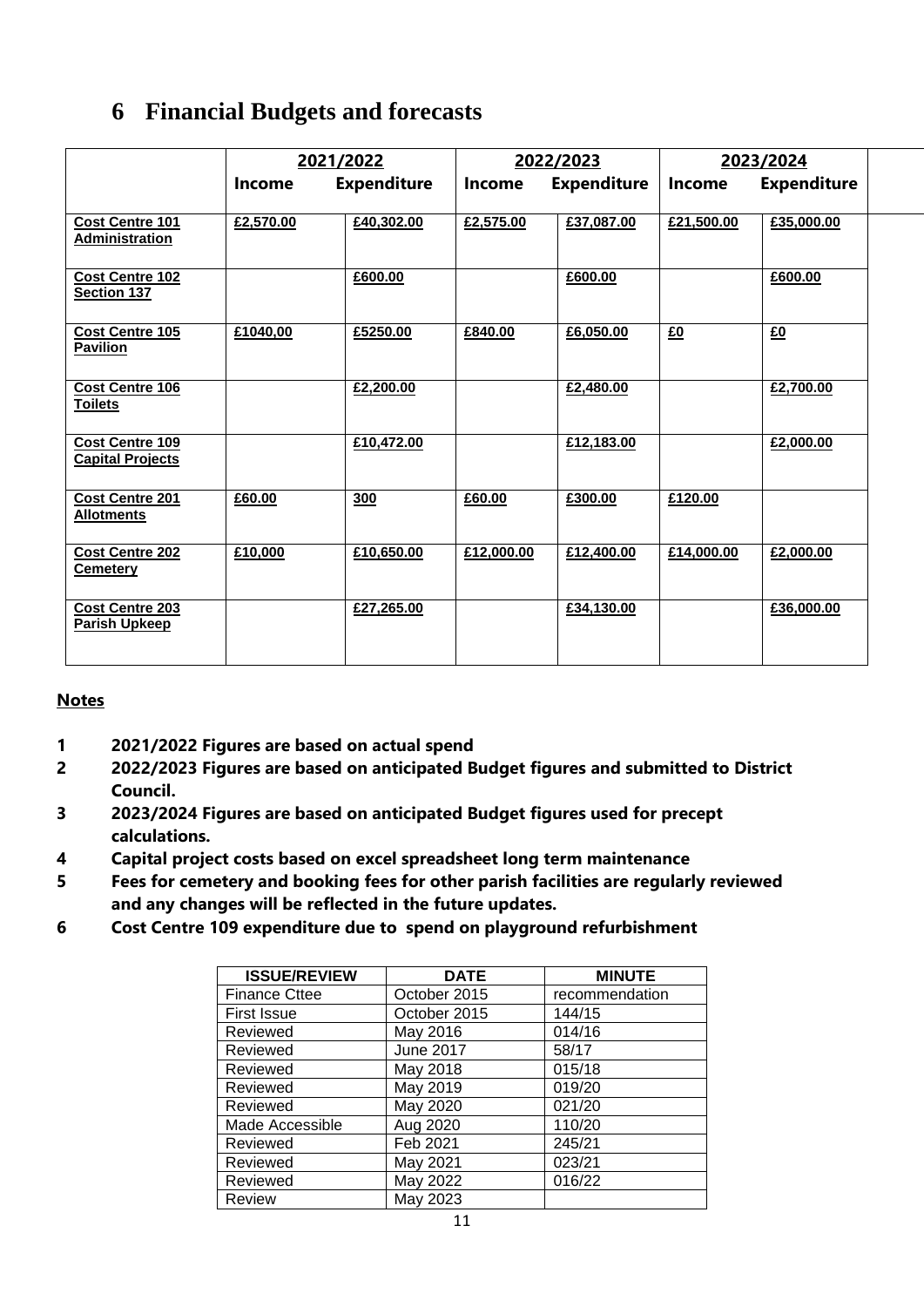# 6 Financial Budgets and forecasts

| | 2021/2022 | | 2022/2023 | | 2023/2024 | |
|---|---|---|---|---|---|---|
| | Income | Expenditure | Income | Expenditure | Income | Expenditure |
| **Cost Centre 101 Administration** | £2,570.00 | £40,302.00 | £2,575.00 | £37,087.00 | £21,500.00 | £35,000.00 |
| **Cost Centre 102 Section 137** | | £600.00 | | £600.00 | | £600.00 |
| **Cost Centre 105 Pavilion** | £1040,00 | £5250.00 | £840.00 | £6,050.00 | £0 | £0 |
| **Cost Centre 106 Toilets** | | £2,200.00 | | £2,480.00 | | £2,700.00 |
| **Cost Centre 109 Capital Projects** | | £10,472.00 | | £12,183.00 | | £2,000.00 |
| **Cost Centre 201 Allotments** | £60.00 | 300 | £60.00 | £300.00 | £120.00 | |
| **Cost Centre 202 Cemetery** | £10,000 | £10,650.00 | £12,000.00 | £12,400.00 | £14,000.00 | £2,000.00 |
| **Cost Centre 203 Parish Upkeep** | | £27,265.00 | | £34,130.00 | | £36,000.00 |

**Notes**

1. **2021/2022 Figures are based on actual spend**
2. **2022/2023 Figures are based on anticipated Budget figures and submitted to District Council.**
3. **2023/2024 Figures are based on anticipated Budget figures used for precept calculations.**
4. **Capital project costs based on excel spreadsheet long term maintenance**
5. **Fees for cemetery and booking fees for other parish facilities are regularly reviewed and any changes will be reflected in the future updates.**
6. **Cost Centre 109 expenditure due to spend on playground refurbishment**

| ISSUE/REVIEW | DATE | MINUTE |
|---|---|---|
| Finance Cttee | October 2015 | recommendation |
| First Issue | October 2015 | 144/15 |
| Reviewed | May 2016 | 014/16 |
| Reviewed | June 2017 | 58/17 |
| Reviewed | May 2018 | 015/18 |
| Reviewed | May 2019 | 019/20 |
| Reviewed | May 2020 | 021/20 |
| Made Accessible | Aug 2020 | 110/20 |
| Reviewed | Feb 2021 | 245/21 |
| Reviewed | May 2021 | 023/21 |
| Reviewed | May 2022 | 016/22 |
| Review | May 2023 | |